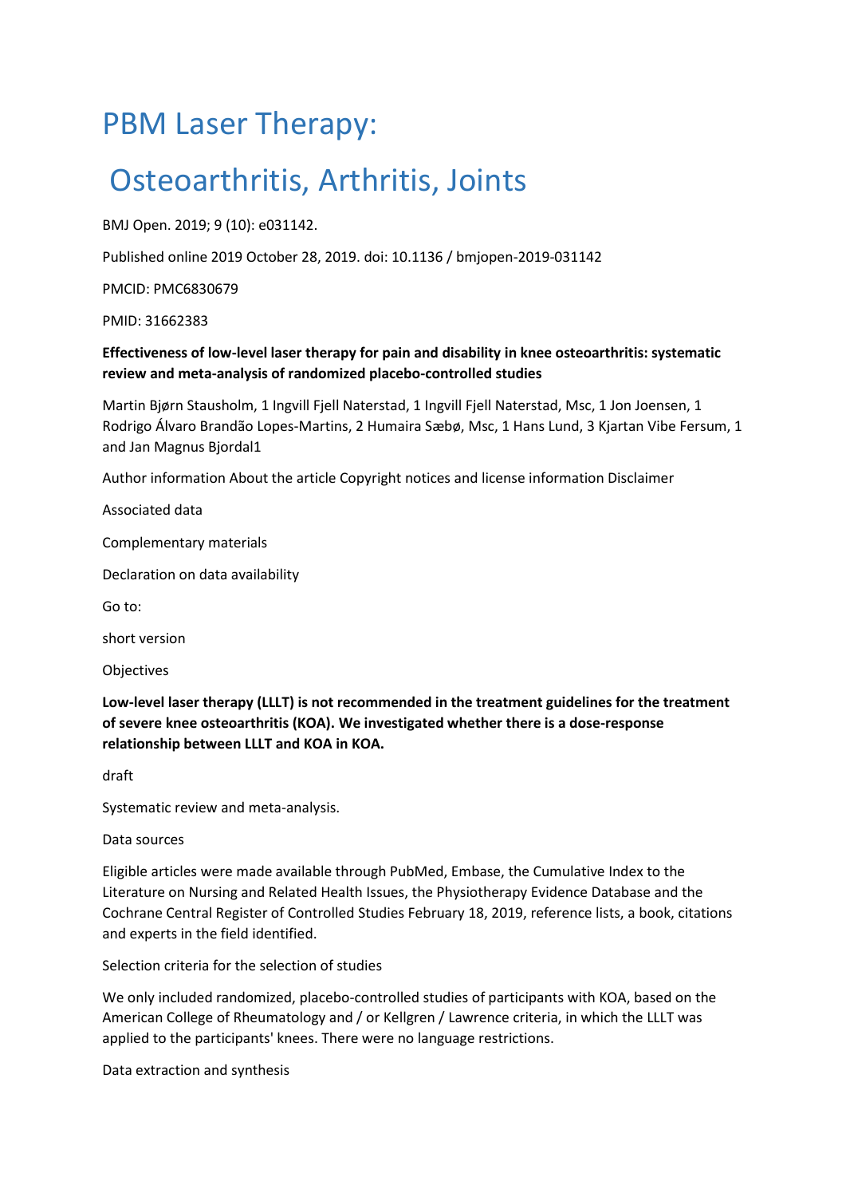# PBM Laser Therapy:

# Osteoarthritis, Arthritis, Joints

BMJ Open. 2019; 9 (10): e031142.

Published online 2019 October 28, 2019. doi: 10.1136 / bmjopen-2019-031142

PMCID: PMC6830679

PMID: 31662383

**Effectiveness of low-level laser therapy for pain and disability in knee osteoarthritis: systematic review and meta-analysis of randomized placebo-controlled studies**

Martin Bjørn Stausholm, 1 Ingvill Fjell Naterstad, 1 Ingvill Fjell Naterstad, Msc, 1 Jon Joensen, 1 Rodrigo Álvaro Brandão Lopes-Martins, 2 Humaira Sæbø, Msc, 1 Hans Lund, 3 Kjartan Vibe Fersum, 1 and Jan Magnus Bjordal1

Author information About the article Copyright notices and license information Disclaimer

Associated data

Complementary materials

Declaration on data availability

Go to:

short version

Objectives

**Low-level laser therapy (LLLT) is not recommended in the treatment guidelines for the treatment of severe knee osteoarthritis (KOA). We investigated whether there is a dose-response relationship between LLLT and KOA in KOA.**

draft

Systematic review and meta-analysis.

Data sources

Eligible articles were made available through PubMed, Embase, the Cumulative Index to the Literature on Nursing and Related Health Issues, the Physiotherapy Evidence Database and the Cochrane Central Register of Controlled Studies February 18, 2019, reference lists, a book, citations and experts in the field identified.

Selection criteria for the selection of studies

We only included randomized, placebo-controlled studies of participants with KOA, based on the American College of Rheumatology and / or Kellgren / Lawrence criteria, in which the LLLT was applied to the participants' knees. There were no language restrictions.

Data extraction and synthesis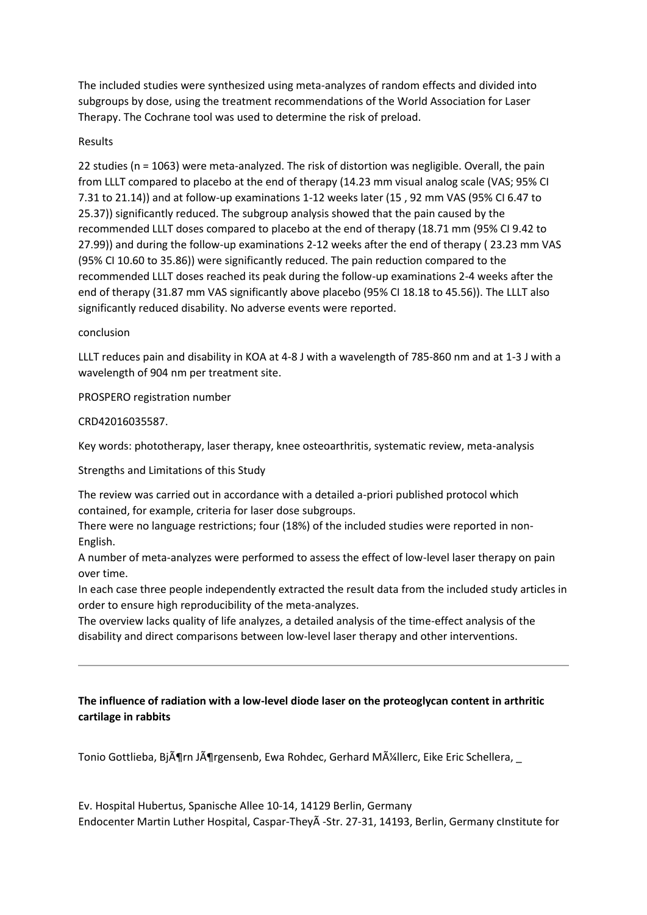The included studies were synthesized using meta-analyzes of random effects and divided into subgroups by dose, using the treatment recommendations of the World Association for Laser Therapy. The Cochrane tool was used to determine the risk of preload.

Results

22 studies (n = 1063) were meta-analyzed. The risk of distortion was negligible. Overall, the pain from LLLT compared to placebo at the end of therapy (14.23 mm visual analog scale (VAS; 95% CI 7.31 to 21.14)) and at follow-up examinations 1-12 weeks later (15 , 92 mm VAS (95% CI 6.47 to 25.37)) significantly reduced. The subgroup analysis showed that the pain caused by the recommended LLLT doses compared to placebo at the end of therapy (18.71 mm (95% CI 9.42 to 27.99)) and during the follow-up examinations 2-12 weeks after the end of therapy ( 23.23 mm VAS (95% CI 10.60 to 35.86)) were significantly reduced. The pain reduction compared to the recommended LLLT doses reached its peak during the follow-up examinations 2-4 weeks after the end of therapy (31.87 mm VAS significantly above placebo (95% CI 18.18 to 45.56)). The LLLT also significantly reduced disability. No adverse events were reported.

conclusion

LLLT reduces pain and disability in KOA at 4-8 J with a wavelength of 785-860 nm and at 1-3 J with a wavelength of 904 nm per treatment site.

PROSPERO registration number

CRD42016035587.

Key words: phototherapy, laser therapy, knee osteoarthritis, systematic review, meta-analysis

Strengths and Limitations of this Study

The review was carried out in accordance with a detailed a-priori published protocol which contained, for example, criteria for laser dose subgroups.
There were no language restrictions; four (18%) of the included studies were reported in non-English.
A number of meta-analyzes were performed to assess the effect of low-level laser therapy on pain over time.
In each case three people independently extracted the result data from the included study articles in order to ensure high reproducibility of the meta-analyzes.
The overview lacks quality of life analyzes, a detailed analysis of the time-effect analysis of the disability and direct comparisons between low-level laser therapy and other interventions.

---

**The influence of radiation with a low-level diode laser on the proteoglycan content in arthritic cartilage in rabbits**

Tonio Gottlieba, BjÃ¶rn JÃ¶rgensenb, Ewa Rohdec, Gerhard MÃ¼llerc, Eike Eric Schellera, _

Ev. Hospital Hubertus, Spanische Allee 10-14, 14129 Berlin, Germany
Endocenter Martin Luther Hospital, Caspar-TheyÃ -Str. 27-31, 14193, Berlin, Germany cInstitute for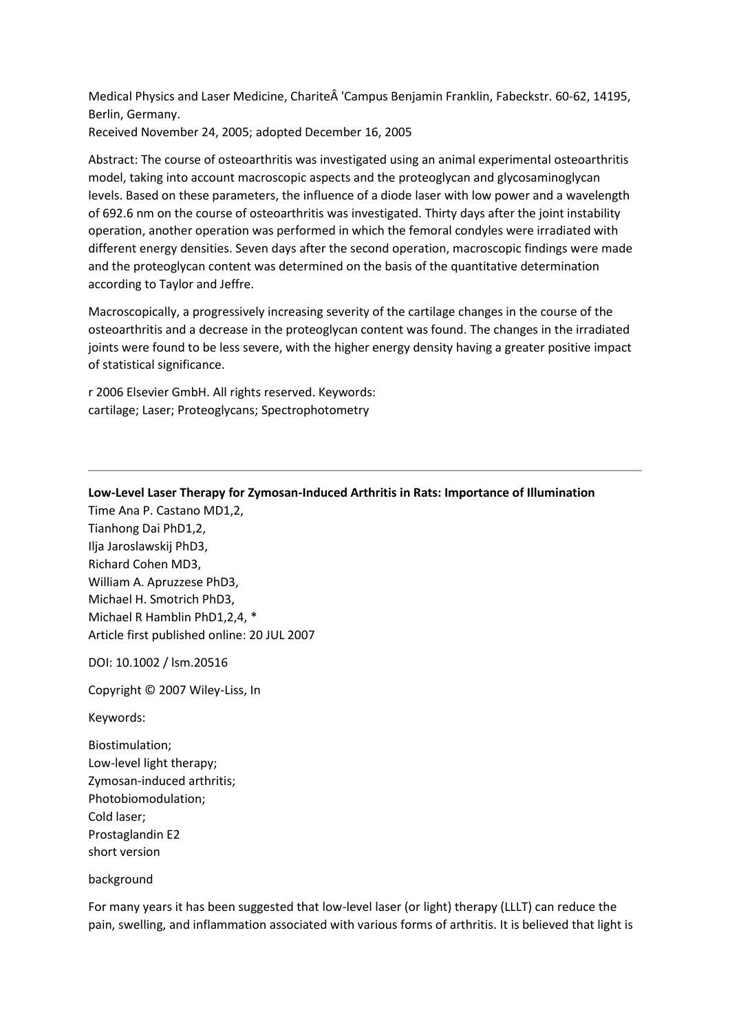Medical Physics and Laser Medicine, CharitéÂ 'Campus Benjamin Franklin, Fabeckstr. 60-62, 14195, Berlin, Germany.
Received November 24, 2005; adopted December 16, 2005

Abstract: The course of osteoarthritis was investigated using an animal experimental osteoarthritis model, taking into account macroscopic aspects and the proteoglycan and glycosaminoglycan levels. Based on these parameters, the influence of a diode laser with low power and a wavelength of 692.6 nm on the course of osteoarthritis was investigated. Thirty days after the joint instability operation, another operation was performed in which the femoral condyles were irradiated with different energy densities. Seven days after the second operation, macroscopic findings were made and the proteoglycan content was determined on the basis of the quantitative determination according to Taylor and Jeffre.

Macroscopically, a progressively increasing severity of the cartilage changes in the course of the osteoarthritis and a decrease in the proteoglycan content was found. The changes in the irradiated joints were found to be less severe, with the higher energy density having a greater positive impact of statistical significance.

r 2006 Elsevier GmbH. All rights reserved. Keywords:
cartilage; Laser; Proteoglycans; Spectrophotometry

---

**Low-Level Laser Therapy for Zymosan-Induced Arthritis in Rats: Importance of Illumination**

Time Ana P. Castano MD1,2,
Tianhong Dai PhD1,2,
Ilja Jaroslawskij PhD3,
Richard Cohen MD3,
William A. Apruzzese PhD3,
Michael H. Smotrich PhD3,
Michael R Hamblin PhD1,2,4, *
Article first published online: 20 JUL 2007

DOI: 10.1002 / lsm.20516

Copyright © 2007 Wiley-Liss, In

Keywords:

Biostimulation;
Low-level light therapy;
Zymosan-induced arthritis;
Photobiomodulation;
Cold laser;
Prostaglandin E2
short version

background

For many years it has been suggested that low-level laser (or light) therapy (LLLT) can reduce the pain, swelling, and inflammation associated with various forms of arthritis. It is believed that light is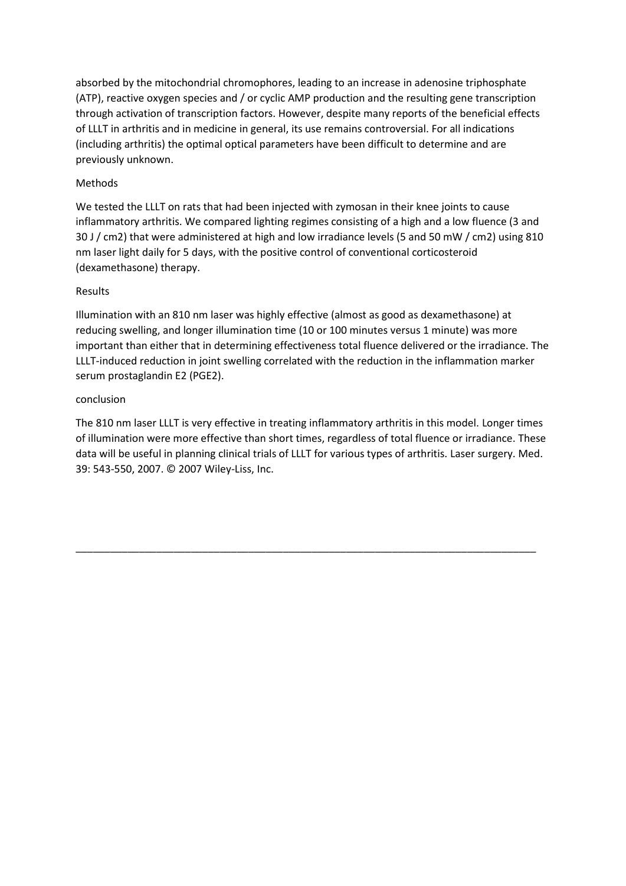absorbed by the mitochondrial chromophores, leading to an increase in adenosine triphosphate (ATP), reactive oxygen species and / or cyclic AMP production and the resulting gene transcription through activation of transcription factors. However, despite many reports of the beneficial effects of LLLT in arthritis and in medicine in general, its use remains controversial. For all indications (including arthritis) the optimal optical parameters have been difficult to determine and are previously unknown.

Methods

We tested the LLLT on rats that had been injected with zymosan in their knee joints to cause inflammatory arthritis. We compared lighting regimes consisting of a high and a low fluence (3 and 30 J / cm2) that were administered at high and low irradiance levels (5 and 50 mW / cm2) using 810 nm laser light daily for 5 days, with the positive control of conventional corticosteroid (dexamethasone) therapy.

Results

Illumination with an 810 nm laser was highly effective (almost as good as dexamethasone) at reducing swelling, and longer illumination time (10 or 100 minutes versus 1 minute) was more important than either that in determining effectiveness total fluence delivered or the irradiance. The LLLT-induced reduction in joint swelling correlated with the reduction in the inflammation marker serum prostaglandin E2 (PGE2).

conclusion

The 810 nm laser LLLT is very effective in treating inflammatory arthritis in this model. Longer times of illumination were more effective than short times, regardless of total fluence or irradiance. These data will be useful in planning clinical trials of LLLT for various types of arthritis. Laser surgery. Med. 39: 543-550, 2007. © 2007 Wiley-Liss, Inc.

---